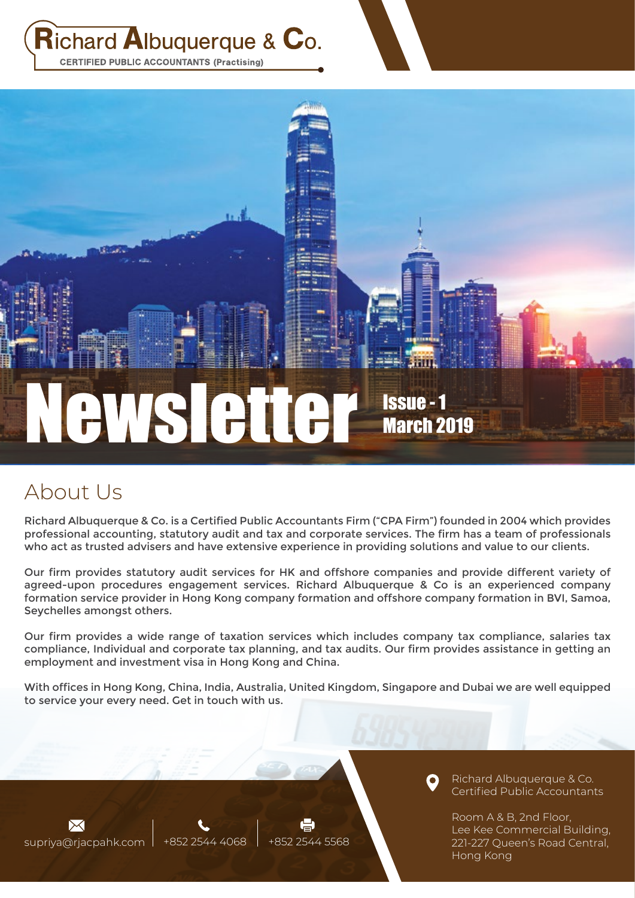# Richard Albuquerque & Co.

CERTIFIED PUBLIC ACCOUNTANTS (Practising)

# Newsletter

Issue - 1
March 2019

## About Us

Richard Albuquerque & Co. is a Certified Public Accountants Firm ("CPA Firm") founded in 2004 which provides professional accounting, statutory audit and tax and corporate services. The firm has a team of professionals who act as trusted advisers and have extensive experience in providing solutions and value to our clients.

Our firm provides statutory audit services for HK and offshore companies and provide different variety of agreed-upon procedures engagement services. Richard Albuquerque & Co is an experienced company formation service provider in Hong Kong company formation and offshore company formation in BVI, Samoa, Seychelles amongst others.

Our firm provides a wide range of taxation services which includes company tax compliance, salaries tax compliance, Individual and corporate tax planning, and tax audits. Our firm provides assistance in getting an employment and investment visa in Hong Kong and China.

With offices in Hong Kong, China, India, Australia, United Kingdom, Singapore and Dubai we are well equipped to service your every need. Get in touch with us.

supriya@rjacpahk.com | +852 2544 4068 | +852 2544 5568

Richard Albuquerque & Co.
Certified Public Accountants

Room A & B, 2nd Floor,
Lee Kee Commercial Building,
221-227 Queen's Road Central,
Hong Kong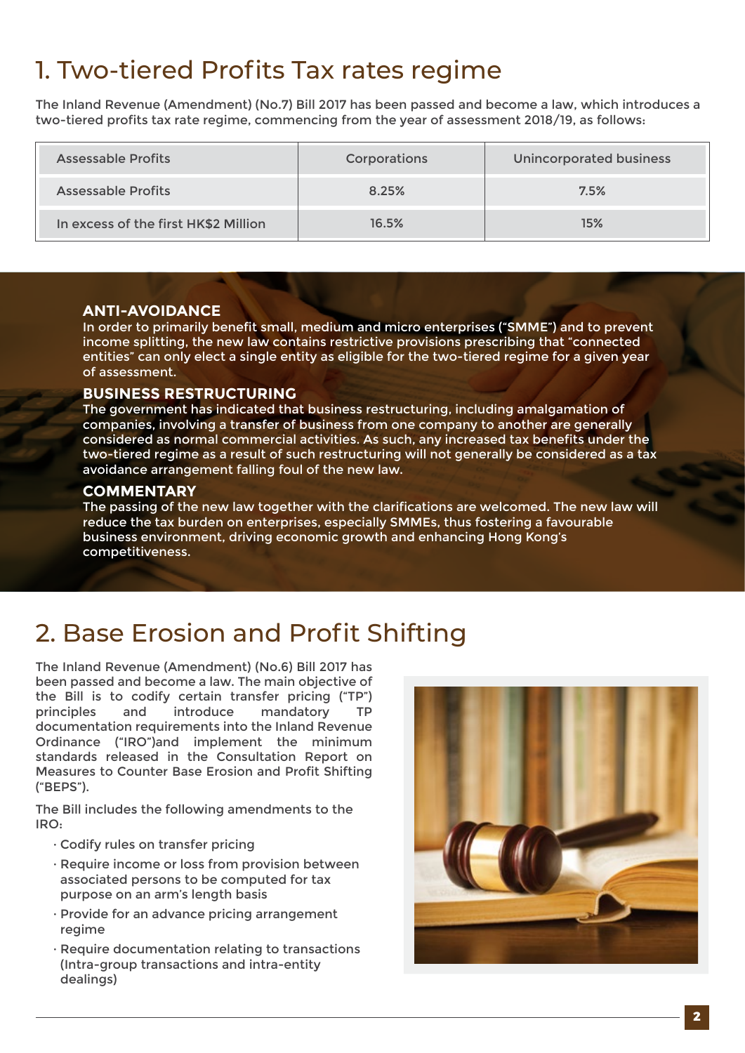# 1. Two-tiered Profits Tax rates regime

The Inland Revenue (Amendment) (No.7) Bill 2017 has been passed and become a law, which introduces a two-tiered profits tax rate regime, commencing from the year of assessment 2018/19, as follows:

| Assessable Profits | Corporations | Unincorporated business |
|---|---|---|
| Assessable Profits | 8.25% | 7.5% |
| In excess of the first HK$2 Million | 16.5% | 15% |

### ANTI-AVOIDANCE

In order to primarily benefit small, medium and micro enterprises ("SMME") and to prevent income splitting, the new law contains restrictive provisions prescribing that "connected entities" can only elect a single entity as eligible for the two-tiered regime for a given year of assessment.

### BUSINESS RESTRUCTURING

The government has indicated that business restructuring, including amalgamation of companies, involving a transfer of business from one company to another are generally considered as normal commercial activities. As such, any increased tax benefits under the two-tiered regime as a result of such restructuring will not generally be considered as a tax avoidance arrangement falling foul of the new law.

### COMMENTARY

The passing of the new law together with the clarifications are welcomed. The new law will reduce the tax burden on enterprises, especially SMMEs, thus fostering a favourable business environment, driving economic growth and enhancing Hong Kong's competitiveness.

# 2. Base Erosion and Profit Shifting

The Inland Revenue (Amendment) (No.6) Bill 2017 has been passed and become a law. The main objective of the Bill is to codify certain transfer pricing ("TP") principles and introduce mandatory TP documentation requirements into the Inland Revenue Ordinance ("IRO")and implement the minimum standards released in the Consultation Report on Measures to Counter Base Erosion and Profit Shifting ("BEPS").

The Bill includes the following amendments to the IRO:

- Codify rules on transfer pricing
- Require income or loss from provision between associated persons to be computed for tax purpose on an arm's length basis
- Provide for an advance pricing arrangement regime
- Require documentation relating to transactions (Intra-group transactions and intra-entity dealings)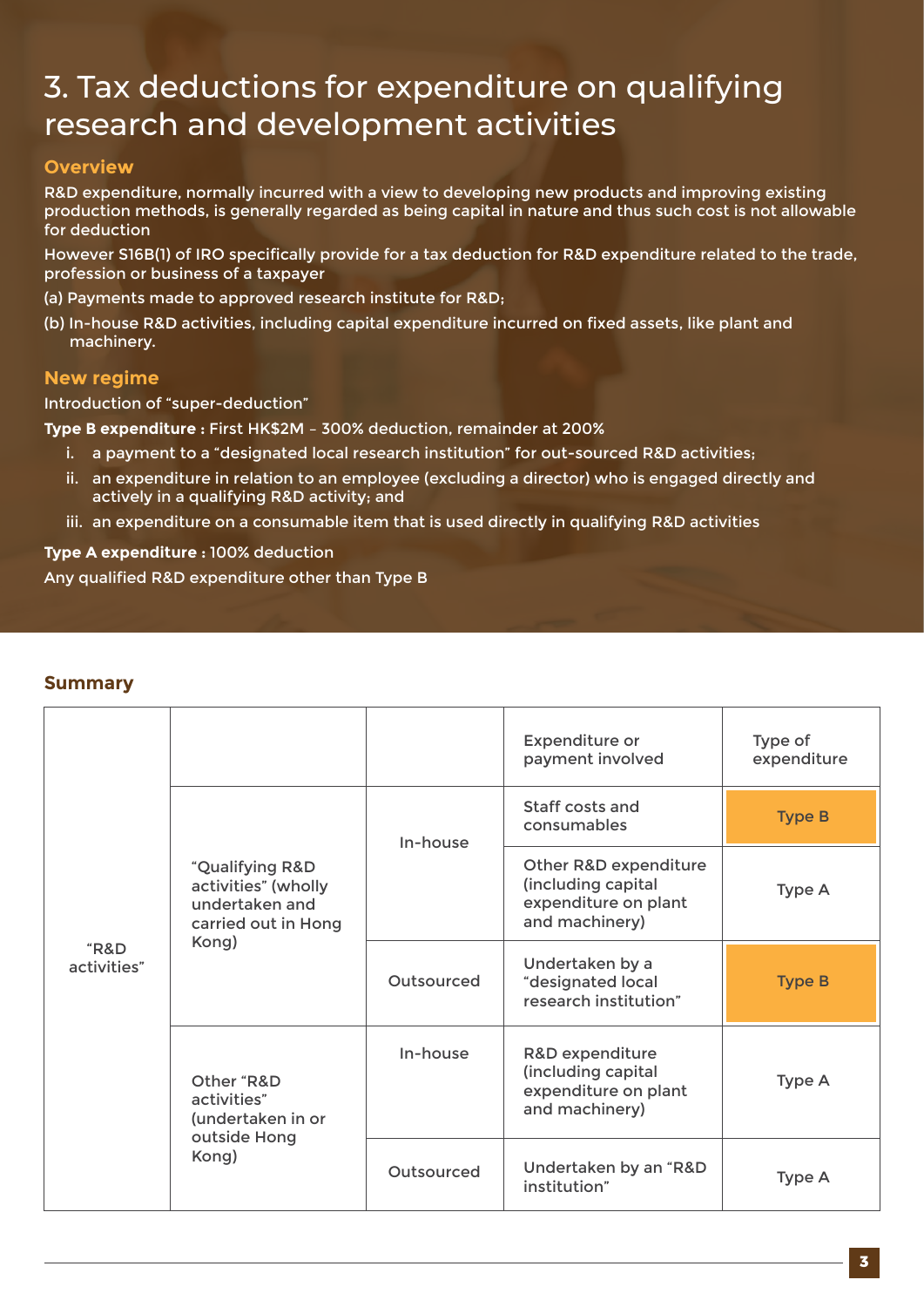# 3. Tax deductions for expenditure on qualifying research and development activities

## Overview

R&D expenditure, normally incurred with a view to developing new products and improving existing production methods, is generally regarded as being capital in nature and thus such cost is not allowable for deduction

However S16B(1) of IRO specifically provide for a tax deduction for R&D expenditure related to the trade, profession or business of a taxpayer

(a) Payments made to approved research institute for R&D;

(b) In-house R&D activities, including capital expenditure incurred on fixed assets, like plant and machinery.

## New regime

Introduction of "super-deduction"

**Type B expenditure :** First HK$2M – 300% deduction, remainder at 200%

i. a payment to a "designated local research institution" for out-sourced R&D activities;

ii. an expenditure in relation to an employee (excluding a director) who is engaged directly and actively in a qualifying R&D activity; and

iii. an expenditure on a consumable item that is used directly in qualifying R&D activities

**Type A expenditure :** 100% deduction

Any qualified R&D expenditure other than Type B

## Summary

| | | | Expenditure or payment involved | Type of expenditure |
|---|---|---|---|---|
| "R&D activities" | "Qualifying R&D activities" (wholly undertaken and carried out in Hong Kong) | In-house | Staff costs and consumables | Type B |
| | | | Other R&D expenditure (including capital expenditure on plant and machinery) | Type A |
| | | Outsourced | Undertaken by a "designated local research institution" | Type B |
| | Other "R&D activities" (undertaken in or outside Hong Kong) | In-house | R&D expenditure (including capital expenditure on plant and machinery) | Type A |
| | | Outsourced | Undertaken by an "R&D institution" | Type A |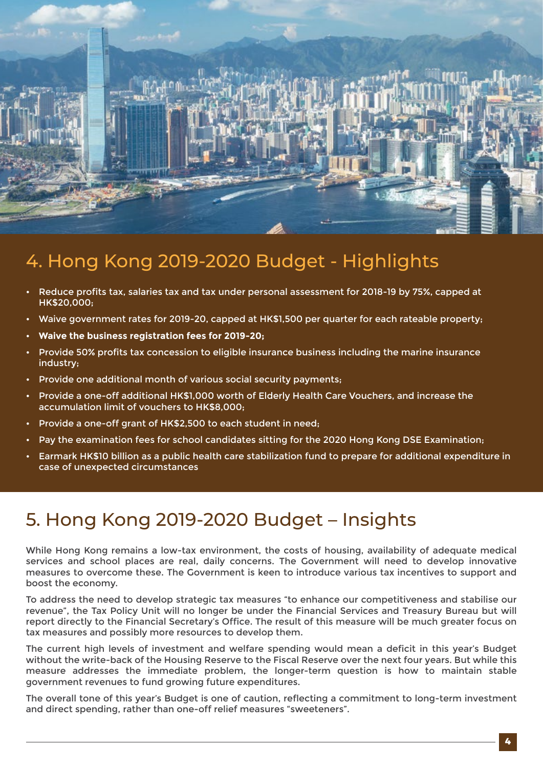## 4. Hong Kong 2019-2020 Budget - Highlights

- Reduce profits tax, salaries tax and tax under personal assessment for 2018-19 by 75%, capped at HK$20,000;
- Waive government rates for 2019-20, capped at HK$1,500 per quarter for each rateable property;
- **Waive the business registration fees for 2019-20;**
- Provide 50% profits tax concession to eligible insurance business including the marine insurance industry;
- Provide one additional month of various social security payments;
- Provide a one-off additional HK$1,000 worth of Elderly Health Care Vouchers, and increase the accumulation limit of vouchers to HK$8,000;
- Provide a one-off grant of HK$2,500 to each student in need;
- Pay the examination fees for school candidates sitting for the 2020 Hong Kong DSE Examination;
- Earmark HK$10 billion as a public health care stabilization fund to prepare for additional expenditure in case of unexpected circumstances

## 5. Hong Kong 2019-2020 Budget – Insights

While Hong Kong remains a low-tax environment, the costs of housing, availability of adequate medical services and school places are real, daily concerns. The Government will need to develop innovative measures to overcome these. The Government is keen to introduce various tax incentives to support and boost the economy.

To address the need to develop strategic tax measures "to enhance our competitiveness and stabilise our revenue", the Tax Policy Unit will no longer be under the Financial Services and Treasury Bureau but will report directly to the Financial Secretary's Office. The result of this measure will be much greater focus on tax measures and possibly more resources to develop them.

The current high levels of investment and welfare spending would mean a deficit in this year's Budget without the write-back of the Housing Reserve to the Fiscal Reserve over the next four years. But while this measure addresses the immediate problem, the longer-term question is how to maintain stable government revenues to fund growing future expenditures.

The overall tone of this year's Budget is one of caution, reflecting a commitment to long-term investment and direct spending, rather than one-off relief measures "sweeteners".